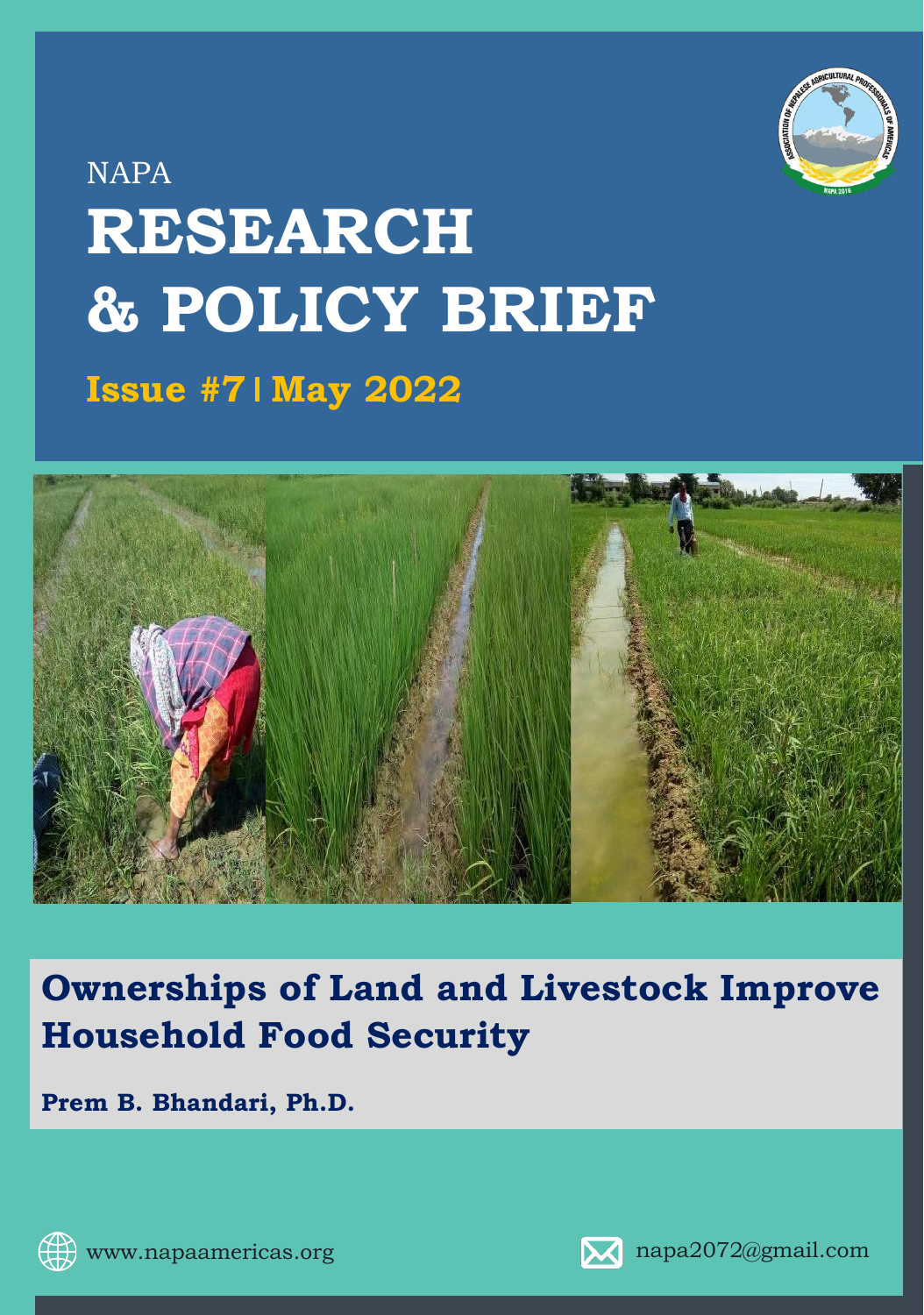NAPA

# RESEARCH & POLICY BRIEF

**Issue #7 | May 2022**

## Ownerships of Land and Livestock Improve Household Food Security

**Prem B. Bhandari, Ph.D.**

www.napaamericas.org

napa2072@gmail.com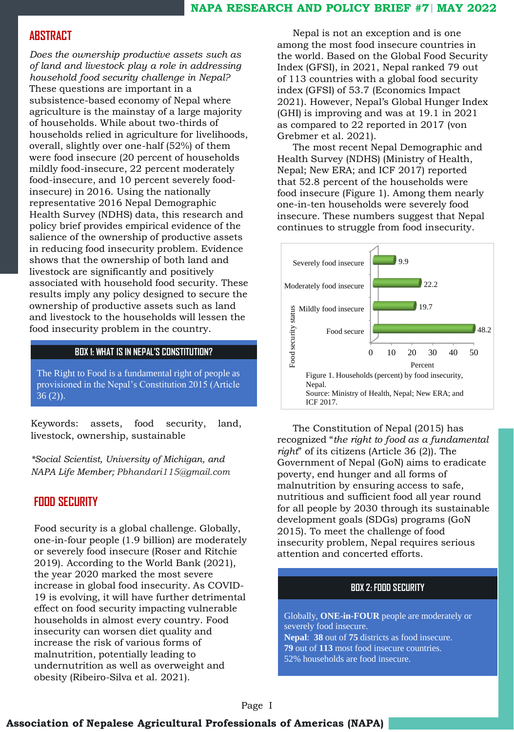## ABSTRACT

*Does the ownership productive assets such as of land and livestock play a role in addressing household food security challenge in Nepal?* These questions are important in a subsistence-based economy of Nepal where agriculture is the mainstay of a large majority of households. While about two-thirds of households relied in agriculture for livelihoods, overall, slightly over one-half (52%) of them were food insecure (20 percent of households mildly food-insecure, 22 percent moderately food-insecure, and 10 percent severely food-insecure) in 2016. Using the nationally representative 2016 Nepal Demographic Health Survey (NDHS) data, this research and policy brief provides empirical evidence of the salience of the ownership of productive assets in reducing food insecurity problem. Evidence shows that the ownership of both land and livestock are significantly and positively associated with household food security. These results imply any policy designed to secure the ownership of productive assets such as land and livestock to the households will lessen the food insecurity problem in the country.

> **BOX 1: WHAT IS IN NEPAL'S CONSTITUTION?**
>
> The Right to Food is a fundamental right of people as provisioned in the Nepal's Constitution 2015 (Article 36 (2)).

Keywords: assets, food security, land, livestock, ownership, sustainable

*\*Social Scientist, University of Michigan, and NAPA Life Member; Pbhandari115@gmail.com*

## FOOD SECURITY

Food security is a global challenge. Globally, one-in-four people (1.9 billion) are moderately or severely food insecure (Roser and Ritchie 2019). According to the World Bank (2021), the year 2020 marked the most severe increase in global food insecurity. As COVID-19 is evolving, it will have further detrimental effect on food security impacting vulnerable households in almost every country. Food insecurity can worsen diet quality and increase the risk of various forms of malnutrition, potentially leading to undernutrition as well as overweight and obesity (Ribeiro-Silva et al. 2021).

Nepal is not an exception and is one among the most food insecure countries in the world. Based on the Global Food Security Index (GFSI), in 2021, Nepal ranked 79 out of 113 countries with a global food security index (GFSI) of 53.7 (Economics Impact 2021). However, Nepal's Global Hunger Index (GHI) is improving and was at 19.1 in 2021 as compared to 22 reported in 2017 (von Grebmer et al. 2021).

The most recent Nepal Demographic and Health Survey (NDHS) (Ministry of Health, Nepal; New ERA; and ICF 2017) reported that 52.8 percent of the households were food insecure (Figure 1). Among them nearly one-in-ten households were severely food insecure. These numbers suggest that Nepal continues to struggle from food insecurity.

| Food security status | Percent |
|---|---|
| Severely food insecure | 9.9 |
| Moderately food insecure | 22.2 |
| Mildly food insecure | 19.7 |
| Food secure | 48.2 |

Figure 1. Households (percent) by food insecurity, Nepal.
Source: Ministry of Health, Nepal; New ERA; and ICF 2017.

The Constitution of Nepal (2015) has recognized "*the right to food as a fundamental right*" of its citizens (Article 36 (2)). The Government of Nepal (GoN) aims to eradicate poverty, end hunger and all forms of malnutrition by ensuring access to safe, nutritious and sufficient food all year round for all people by 2030 through its sustainable development goals (SDGs) programs (GoN 2015). To meet the challenge of food insecurity problem, Nepal requires serious attention and concerted efforts.

> **BOX 2: FOOD SECURITY**
>
> Globally, **ONE-in-FOUR** people are moderately or severely food insecure.
> **Nepal**: **38** out of **75** districts as food insecure.
> **79** out of **113** most food insecure countries.
> 52% households are food insecure.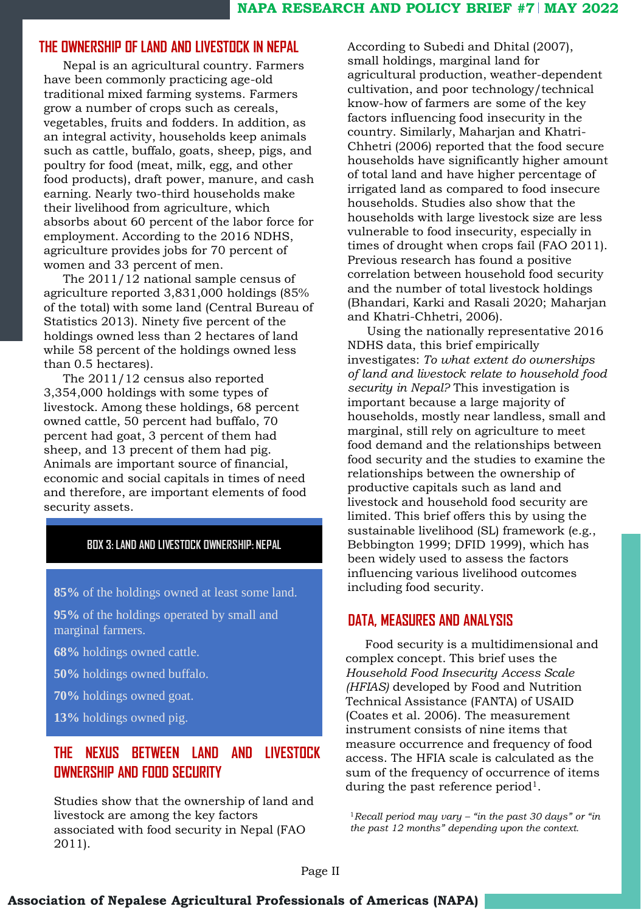## THE OWNERSHIP OF LAND AND LIVESTOCK IN NEPAL

Nepal is an agricultural country. Farmers have been commonly practicing age-old traditional mixed farming systems. Farmers grow a number of crops such as cereals, vegetables, fruits and fodders. In addition, as an integral activity, households keep animals such as cattle, buffalo, goats, sheep, pigs, and poultry for food (meat, milk, egg, and other food products), draft power, manure, and cash earning. Nearly two-third households make their livelihood from agriculture, which absorbs about 60 percent of the labor force for employment. According to the 2016 NDHS, agriculture provides jobs for 70 percent of women and 33 percent of men.

The 2011/12 national sample census of agriculture reported 3,831,000 holdings (85% of the total) with some land (Central Bureau of Statistics 2013). Ninety five percent of the holdings owned less than 2 hectares of land while 58 percent of the holdings owned less than 0.5 hectares).

The 2011/12 census also reported 3,354,000 holdings with some types of livestock. Among these holdings, 68 percent owned cattle, 50 percent had buffalo, 70 percent had goat, 3 percent of them had sheep, and 13 precent of them had pig. Animals are important source of financial, economic and social capitals in times of need and therefore, are important elements of food security assets.

**BOX 3: LAND AND LIVESTOCK OWNERSHIP: NEPAL**

**85%** of the holdings owned at least some land.

**95%** of the holdings operated by small and marginal farmers.

**68%** holdings owned cattle.

**50%** holdings owned buffalo.

**70%** holdings owned goat.

**13%** holdings owned pig.

## THE NEXUS BETWEEN LAND AND LIVESTOCK OWNERSHIP AND FOOD SECURITY

Studies show that the ownership of land and livestock are among the key factors associated with food security in Nepal (FAO 2011). According to Subedi and Dhital (2007), small holdings, marginal land for agricultural production, weather-dependent cultivation, and poor technology/technical know-how of farmers are some of the key factors influencing food insecurity in the country. Similarly, Maharjan and Khatri-Chhetri (2006) reported that the food secure households have significantly higher amount of total land and have higher percentage of irrigated land as compared to food insecure households. Studies also show that the households with large livestock size are less vulnerable to food insecurity, especially in times of drought when crops fail (FAO 2011). Previous research has found a positive correlation between household food security and the number of total livestock holdings (Bhandari, Karki and Rasali 2020; Maharjan and Khatri-Chhetri, 2006).

Using the nationally representative 2016 NDHS data, this brief empirically investigates: *To what extent do ownerships of land and livestock relate to household food security in Nepal?* This investigation is important because a large majority of households, mostly near landless, small and marginal, still rely on agriculture to meet food demand and the relationships between food security and the studies to examine the relationships between the ownership of productive capitals such as land and livestock and household food security are limited. This brief offers this by using the sustainable livelihood (SL) framework (e.g., Bebbington 1999; DFID 1999), which has been widely used to assess the factors influencing various livelihood outcomes including food security.

## DATA, MEASURES AND ANALYSIS

Food security is a multidimensional and complex concept. This brief uses the *Household Food Insecurity Access Scale (HFIAS)* developed by Food and Nutrition Technical Assistance (FANTA) of USAID (Coates et al. 2006). The measurement instrument consists of nine items that measure occurrence and frequency of food access. The HFIA scale is calculated as the sum of the frequency of occurrence of items during the past reference period[1].

[1]*Recall period may vary – "in the past 30 days" or "in the past 12 months" depending upon the context.*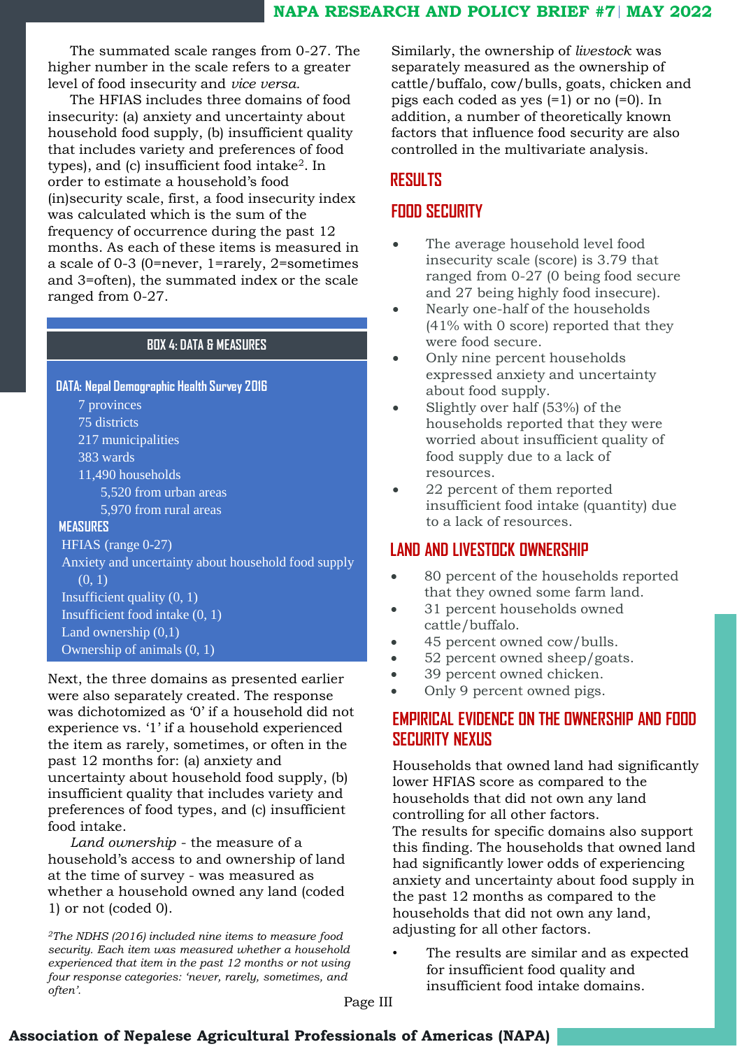The summated scale ranges from 0-27. The higher number in the scale refers to a greater level of food insecurity and *vice versa.*

The HFIAS includes three domains of food insecurity: (a) anxiety and uncertainty about household food supply, (b) insufficient quality that includes variety and preferences of food types), and (c) insufficient food intake[2]. In order to estimate a household's food (in)security scale, first, a food insecurity index was calculated which is the sum of the frequency of occurrence during the past 12 months. As each of these items is measured in a scale of 0-3 (0=never, 1=rarely, 2=sometimes and 3=often), the summated index or the scale ranged from 0-27.

**BOX 4: DATA & MEASURES**

**DATA: Nepal Demographic Health Survey 2016**

- 7 provinces
- 75 districts
- 217 municipalities
- 383 wards
- 11,490 households
  - 5,520 from urban areas
  - 5,970 from rural areas

**MEASURES**

- HFIAS (range 0-27)
- Anxiety and uncertainty about household food supply (0, 1)
- Insufficient quality (0, 1)
- Insufficient food intake (0, 1)
- Land ownership (0,1)
- Ownership of animals (0, 1)

Next, the three domains as presented earlier were also separately created. The response was dichotomized as '0' if a household did not experience vs. '1' if a household experienced the item as rarely, sometimes, or often in the past 12 months for: (a) anxiety and uncertainty about household food supply, (b) insufficient quality that includes variety and preferences of food types, and (c) insufficient food intake.

*Land ownership* - the measure of a household's access to and ownership of land at the time of survey - was measured as whether a household owned any land (coded 1) or not (coded 0).

Similarly, the ownership of *livestock* was separately measured as the ownership of cattle/buffalo, cow/bulls, goats, chicken and pigs each coded as yes (=1) or no (=0). In addition, a number of theoretically known factors that influence food security are also controlled in the multivariate analysis.

## RESULTS

### FOOD SECURITY

- The average household level food insecurity scale (score) is 3.79 that ranged from 0-27 (0 being food secure and 27 being highly food insecure).
- Nearly one-half of the households (41% with 0 score) reported that they were food secure.
- Only nine percent households expressed anxiety and uncertainty about food supply.
- Slightly over half (53%) of the households reported that they were worried about insufficient quality of food supply due to a lack of resources.
- 22 percent of them reported insufficient food intake (quantity) due to a lack of resources.

### LAND AND LIVESTOCK OWNERSHIP

- 80 percent of the households reported that they owned some farm land.
- 31 percent households owned cattle/buffalo.
- 45 percent owned cow/bulls.
- 52 percent owned sheep/goats.
- 39 percent owned chicken.
- Only 9 percent owned pigs.

### EMPIRICAL EVIDENCE ON THE OWNERSHIP AND FOOD SECURITY NEXUS

Households that owned land had significantly lower HFIAS score as compared to the households that did not own any land controlling for all other factors.

The results for specific domains also support this finding. The households that owned land had significantly lower odds of experiencing anxiety and uncertainty about food supply in the past 12 months as compared to the households that did not own any land, adjusting for all other factors.

- The results are similar and as expected for insufficient food quality and insufficient food intake domains.

*[2]The NDHS (2016) included nine items to measure food security. Each item was measured whether a household experienced that item in the past 12 months or not using four response categories: 'never, rarely, sometimes, and often'.*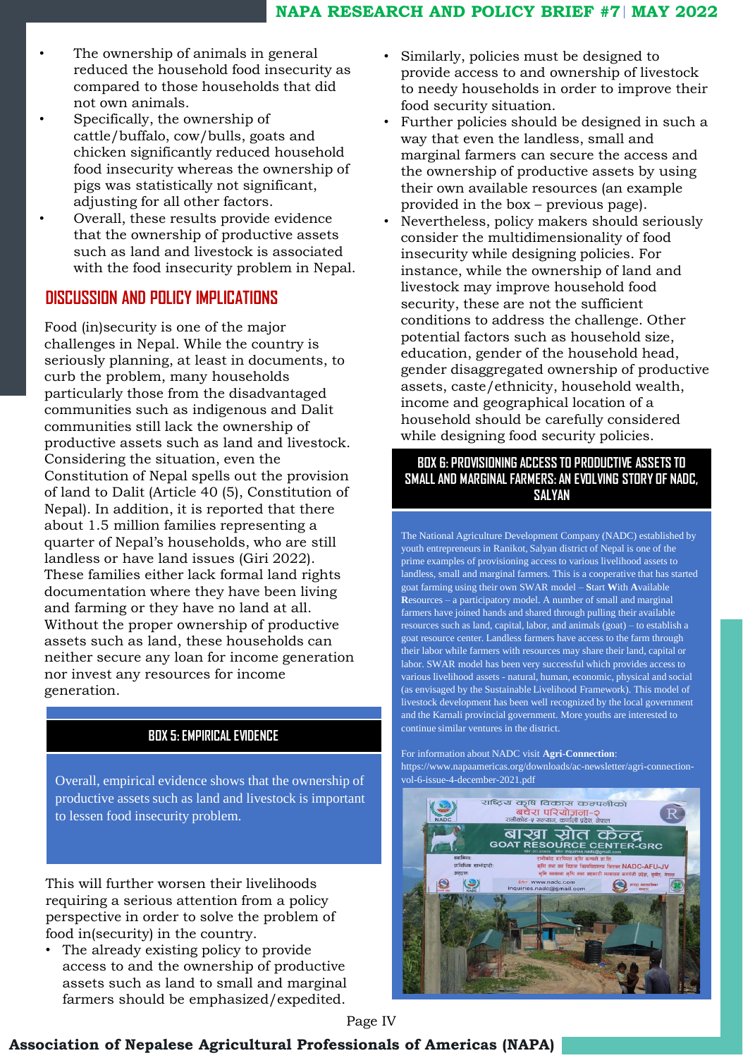- The ownership of animals in general reduced the household food insecurity as compared to those households that did not own animals.
- Specifically, the ownership of cattle/buffalo, cow/bulls, goats and chicken significantly reduced household food insecurity whereas the ownership of pigs was statistically not significant, adjusting for all other factors.
- Overall, these results provide evidence that the ownership of productive assets such as land and livestock is associated with the food insecurity problem in Nepal.

## DISCUSSION AND POLICY IMPLICATIONS

Food (in)security is one of the major challenges in Nepal. While the country is seriously planning, at least in documents, to curb the problem, many households particularly those from the disadvantaged communities such as indigenous and Dalit communities still lack the ownership of productive assets such as land and livestock. Considering the situation, even the Constitution of Nepal spells out the provision of land to Dalit (Article 40 (5), Constitution of Nepal). In addition, it is reported that there about 1.5 million families representing a quarter of Nepal's households, who are still landless or have land issues (Giri 2022). These families either lack formal land rights documentation where they have been living and farming or they have no land at all. Without the proper ownership of productive assets such as land, these households can neither secure any loan for income generation nor invest any resources for income generation.

### BOX 5: EMPIRICAL EVIDENCE

Overall, empirical evidence shows that the ownership of productive assets such as land and livestock is important to lessen food insecurity problem.

This will further worsen their livelihoods requiring a serious attention from a policy perspective in order to solve the problem of food in(security) in the country.

- The already existing policy to provide access to and the ownership of productive assets such as land to small and marginal farmers should be emphasized/expedited.
- Similarly, policies must be designed to provide access to and ownership of livestock to needy households in order to improve their food security situation.
- Further policies should be designed in such a way that even the landless, small and marginal farmers can secure the access and the ownership of productive assets by using their own available resources (an example provided in the box – previous page).
- Nevertheless, policy makers should seriously consider the multidimensionality of food insecurity while designing policies. For instance, while the ownership of land and livestock may improve household food security, these are not the sufficient conditions to address the challenge. Other potential factors such as household size, education, gender of the household head, gender disaggregated ownership of productive assets, caste/ethnicity, household wealth, income and geographical location of a household should be carefully considered while designing food security policies.

### BOX 6: PROVISIONING ACCESS TO PRODUCTIVE ASSETS TO SMALL AND MARGINAL FARMERS: AN EVOLVING STORY OF NADC, SALYAN

The National Agriculture Development Company (NADC) established by youth entrepreneurs in Ranikot, Salyan district of Nepal is one of the prime examples of provisioning access to various livelihood assets to landless, small and marginal farmers. This is a cooperative that has started goat farming using their own SWAR model – **S**tart **W**ith **A**vailable **R**esources – a participatory model. A number of small and marginal farmers have joined hands and shared through pulling their available resources such as land, capital, labor, and animals (goat) – to establish a goat resource center. Landless farmers have access to the farm through their labor while farmers with resources may share their land, capital or labor. SWAR model has been very successful which provides access to various livelihood assets - natural, human, economic, physical and social (as envisaged by the Sustainable Livelihood Framework). This model of livestock development has been well recognized by the local government and the Karnali provincial government. More youths are interested to continue similar ventures in the district.

For information about NADC visit **Agri-Connection**: https://www.napaamericas.org/downloads/ac-newsletter/agri-connection-vol-6-issue-4-december-2021.pdf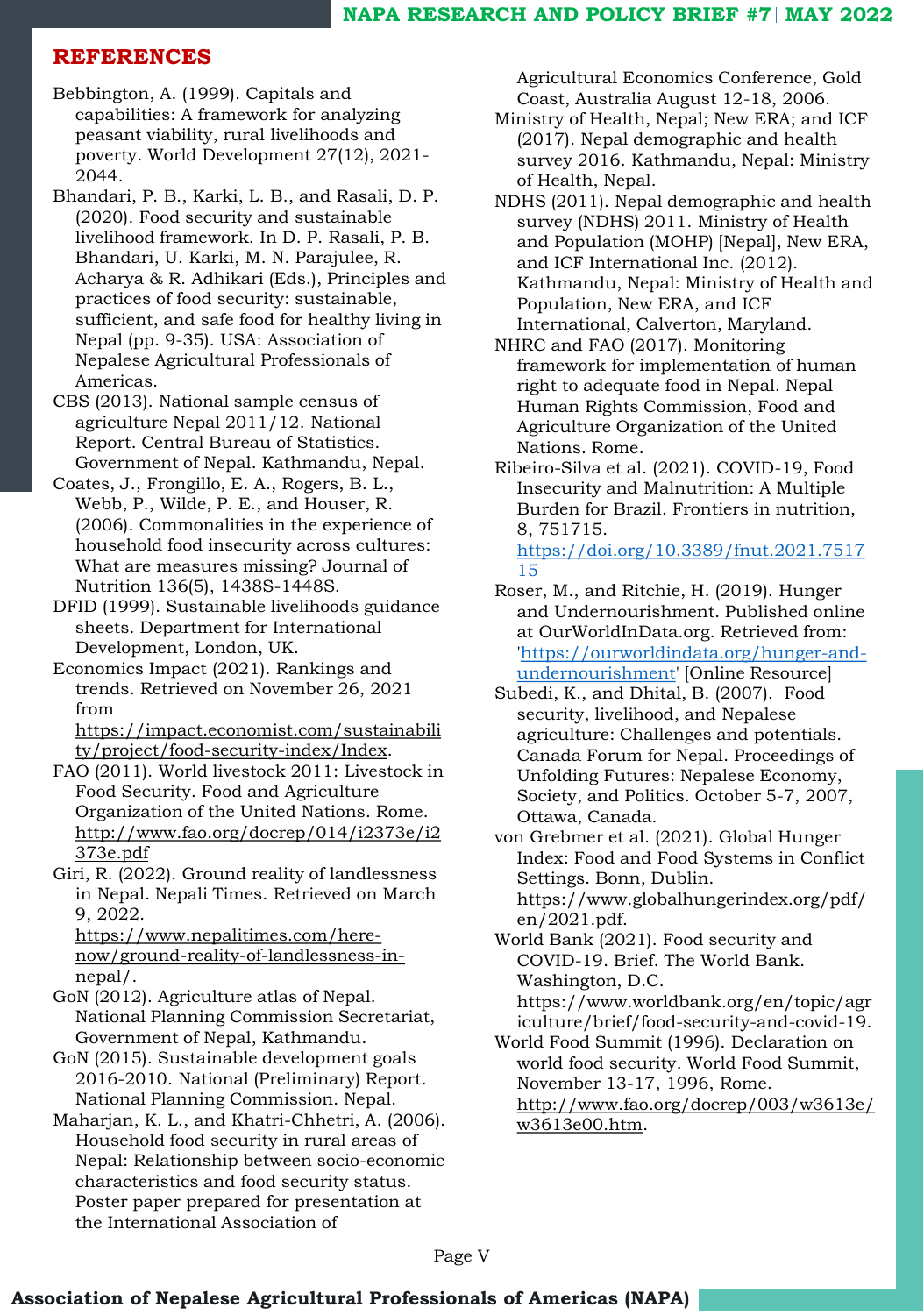## REFERENCES

Bebbington, A. (1999). Capitals and capabilities: A framework for analyzing peasant viability, rural livelihoods and poverty. World Development 27(12), 2021-2044.

Bhandari, P. B., Karki, L. B., and Rasali, D. P. (2020). Food security and sustainable livelihood framework. In D. P. Rasali, P. B. Bhandari, U. Karki, M. N. Parajulee, R. Acharya & R. Adhikari (Eds.), Principles and practices of food security: sustainable, sufficient, and safe food for healthy living in Nepal (pp. 9-35). USA: Association of Nepalese Agricultural Professionals of Americas.

CBS (2013). National sample census of agriculture Nepal 2011/12. National Report. Central Bureau of Statistics. Government of Nepal. Kathmandu, Nepal.

Coates, J., Frongillo, E. A., Rogers, B. L., Webb, P., Wilde, P. E., and Houser, R. (2006). Commonalities in the experience of household food insecurity across cultures: What are measures missing? Journal of Nutrition 136(5), 1438S-1448S.

DFID (1999). Sustainable livelihoods guidance sheets. Department for International Development, London, UK.

Economics Impact (2021). Rankings and trends. Retrieved on November 26, 2021 from https://impact.economist.com/sustainability/project/food-security-index/Index.

FAO (2011). World livestock 2011: Livestock in Food Security. Food and Agriculture Organization of the United Nations. Rome. http://www.fao.org/docrep/014/i2373e/i2373e.pdf

Giri, R. (2022). Ground reality of landlessness in Nepal. Nepali Times. Retrieved on March 9, 2022. https://www.nepalitimes.com/here-now/ground-reality-of-landlessness-in-nepal/.

GoN (2012). Agriculture atlas of Nepal. National Planning Commission Secretariat, Government of Nepal, Kathmandu.

GoN (2015). Sustainable development goals 2016-2010. National (Preliminary) Report. National Planning Commission. Nepal.

Maharjan, K. L., and Khatri-Chhetri, A. (2006). Household food security in rural areas of Nepal: Relationship between socio-economic characteristics and food security status. Poster paper prepared for presentation at the International Association of Agricultural Economics Conference, Gold Coast, Australia August 12-18, 2006.

Ministry of Health, Nepal; New ERA; and ICF (2017). Nepal demographic and health survey 2016. Kathmandu, Nepal: Ministry of Health, Nepal.

NDHS (2011). Nepal demographic and health survey (NDHS) 2011. Ministry of Health and Population (MOHP) [Nepal], New ERA, and ICF International Inc. (2012). Kathmandu, Nepal: Ministry of Health and Population, New ERA, and ICF International, Calverton, Maryland.

NHRC and FAO (2017). Monitoring framework for implementation of human right to adequate food in Nepal. Nepal Human Rights Commission, Food and Agriculture Organization of the United Nations. Rome.

Ribeiro-Silva et al. (2021). COVID-19, Food Insecurity and Malnutrition: A Multiple Burden for Brazil. Frontiers in nutrition, 8, 751715. https://doi.org/10.3389/fnut.2021.751715

Roser, M., and Ritchie, H. (2019). Hunger and Undernourishment. Published online at OurWorldInData.org. Retrieved from: 'https://ourworldindata.org/hunger-and-undernourishment' [Online Resource]

Subedi, K., and Dhital, B. (2007). Food security, livelihood, and Nepalese agriculture: Challenges and potentials. Canada Forum for Nepal. Proceedings of Unfolding Futures: Nepalese Economy, Society, and Politics. October 5-7, 2007, Ottawa, Canada.

von Grebmer et al. (2021). Global Hunger Index: Food and Food Systems in Conflict Settings. Bonn, Dublin. https://www.globalhungerindex.org/pdf/en/2021.pdf.

World Bank (2021). Food security and COVID-19. Brief. The World Bank. Washington, D.C. https://www.worldbank.org/en/topic/agriculture/brief/food-security-and-covid-19.

World Food Summit (1996). Declaration on world food security. World Food Summit, November 13-17, 1996, Rome. http://www.fao.org/docrep/003/w3613e/w3613e00.htm.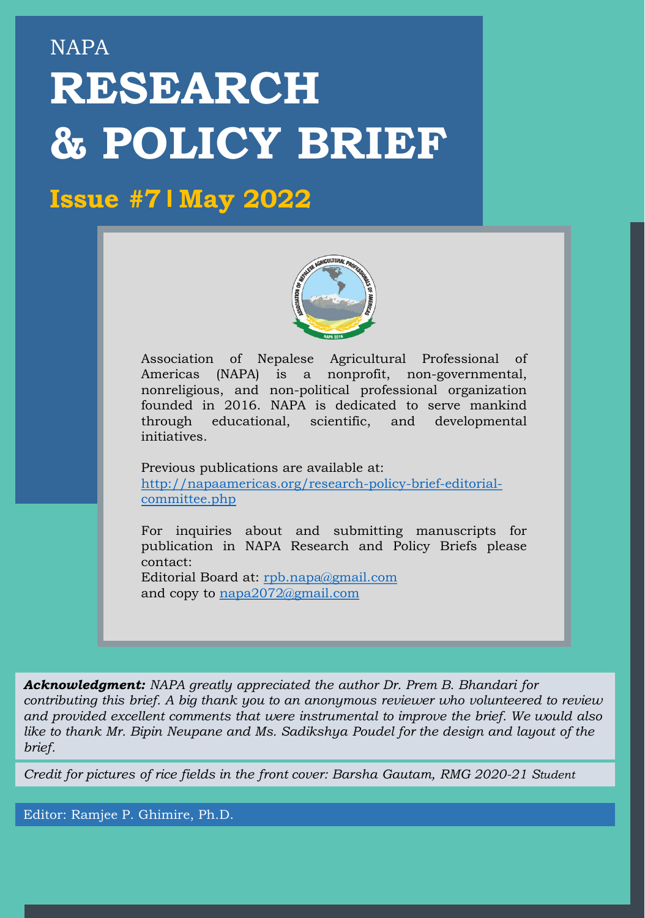NAPA

# RESEARCH & POLICY BRIEF

## Issue #7 | May 2022

Association of Nepalese Agricultural Professional of Americas (NAPA) is a nonprofit, non-governmental, nonreligious, and non-political professional organization founded in 2016. NAPA is dedicated to serve mankind through educational, scientific, and developmental initiatives.

Previous publications are available at: http://napaamericas.org/research-policy-brief-editorial-committee.php

For inquiries about and submitting manuscripts for publication in NAPA Research and Policy Briefs please contact:
Editorial Board at: rpb.napa@gmail.com
and copy to napa2072@gmail.com

***Acknowledgment:*** *NAPA greatly appreciated the author Dr. Prem B. Bhandari for contributing this brief. A big thank you to an anonymous reviewer who volunteered to review and provided excellent comments that were instrumental to improve the brief. We would also like to thank Mr. Bipin Neupane and Ms. Sadikshya Poudel for the design and layout of the brief.*

*Credit for pictures of rice fields in the front cover: Barsha Gautam, RMG 2020-21 Student*

Editor: Ramjee P. Ghimire, Ph.D.